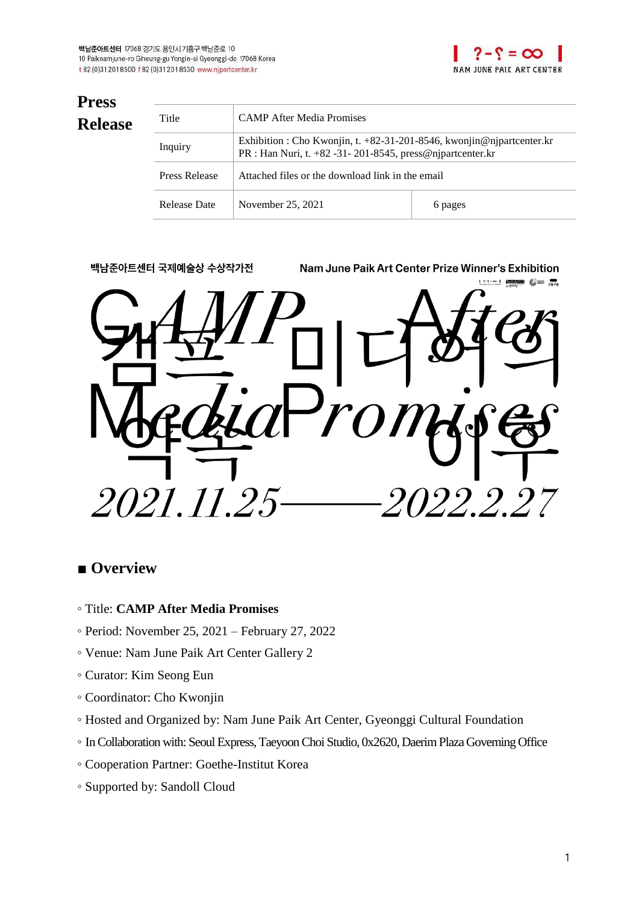백남준아트센터 17068 경기도 용인시 기흥구 백남준로 10
10 Paiknamjune-ro Giheung-gu Yongin-si Gyeonggi-do 17068 Korea
t 82 (0)31 201 8500 f 82 (0)31 201 8530 www.njpartcenter.kr

# Press Release

| Title | CAMP After Media Promises | |
|---|---|---|
| Inquiry | Exhibition : Cho Kwonjin, t. +82-31-201-8546, kwonjin@njpartcenter.kr<br>PR : Han Nuri, t. +82 -31- 201-8545, press@njpartcenter.kr | |
| Press Release | Attached files or the download link in the email | |
| Release Date | November 25, 2021 | 6 pages |

백남준아트센터 국제예술상 수상작가전 Nam June Paik Art Center Prize Winner's Exhibition

CAMP After Media Promises
캠프 미디어의 약속 이후
2021.11.25——2022.2.27

## ■ Overview

◦ Title: **CAMP After Media Promises**
◦ Period: November 25, 2021 – February 27, 2022
◦ Venue: Nam June Paik Art Center Gallery 2
◦ Curator: Kim Seong Eun
◦ Coordinator: Cho Kwonjin
◦ Hosted and Organized by: Nam June Paik Art Center, Gyeonggi Cultural Foundation
◦ In Collaboration with: Seoul Express, Taeyoon Choi Studio, 0x2620, Daerim Plaza Governing Office
◦ Cooperation Partner: Goethe-Institut Korea
◦ Supported by: Sandoll Cloud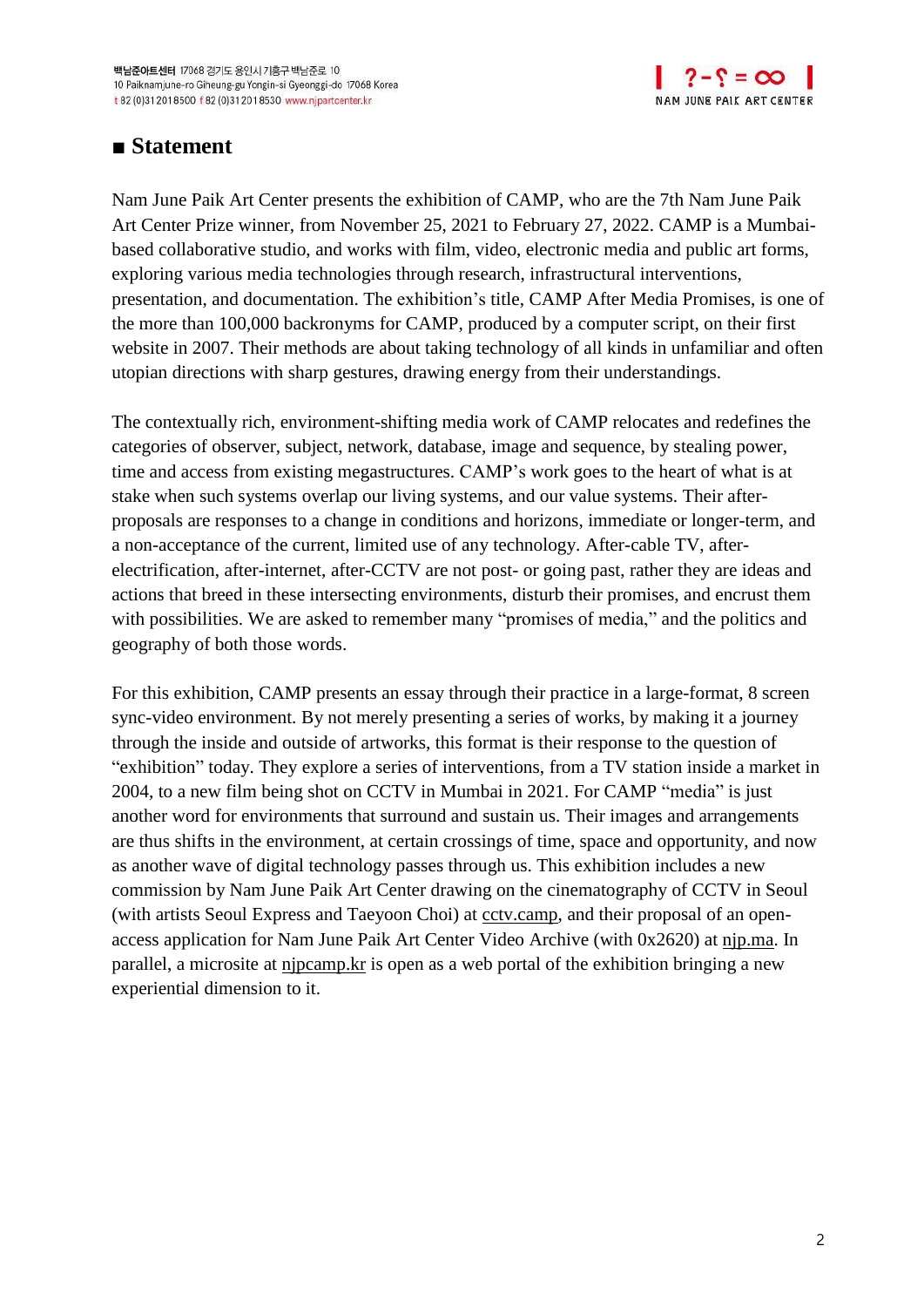## ■ Statement

Nam June Paik Art Center presents the exhibition of CAMP, who are the 7th Nam June Paik Art Center Prize winner, from November 25, 2021 to February 27, 2022. CAMP is a Mumbai-based collaborative studio, and works with film, video, electronic media and public art forms, exploring various media technologies through research, infrastructural interventions, presentation, and documentation. The exhibition's title, CAMP After Media Promises, is one of the more than 100,000 backronyms for CAMP, produced by a computer script, on their first website in 2007. Their methods are about taking technology of all kinds in unfamiliar and often utopian directions with sharp gestures, drawing energy from their understandings.

The contextually rich, environment-shifting media work of CAMP relocates and redefines the categories of observer, subject, network, database, image and sequence, by stealing power, time and access from existing megastructures. CAMP's work goes to the heart of what is at stake when such systems overlap our living systems, and our value systems. Their after-proposals are responses to a change in conditions and horizons, immediate or longer-term, and a non-acceptance of the current, limited use of any technology. After-cable TV, after-electrification, after-internet, after-CCTV are not post- or going past, rather they are ideas and actions that breed in these intersecting environments, disturb their promises, and encrust them with possibilities. We are asked to remember many "promises of media," and the politics and geography of both those words.

For this exhibition, CAMP presents an essay through their practice in a large-format, 8 screen sync-video environment. By not merely presenting a series of works, by making it a journey through the inside and outside of artworks, this format is their response to the question of "exhibition" today. They explore a series of interventions, from a TV station inside a market in 2004, to a new film being shot on CCTV in Mumbai in 2021. For CAMP "media" is just another word for environments that surround and sustain us. Their images and arrangements are thus shifts in the environment, at certain crossings of time, space and opportunity, and now as another wave of digital technology passes through us. This exhibition includes a new commission by Nam June Paik Art Center drawing on the cinematography of CCTV in Seoul (with artists Seoul Express and Taeyoon Choi) at cctv.camp, and their proposal of an open-access application for Nam June Paik Art Center Video Archive (with 0x2620) at njp.ma. In parallel, a microsite at njpcamp.kr is open as a web portal of the exhibition bringing a new experiential dimension to it.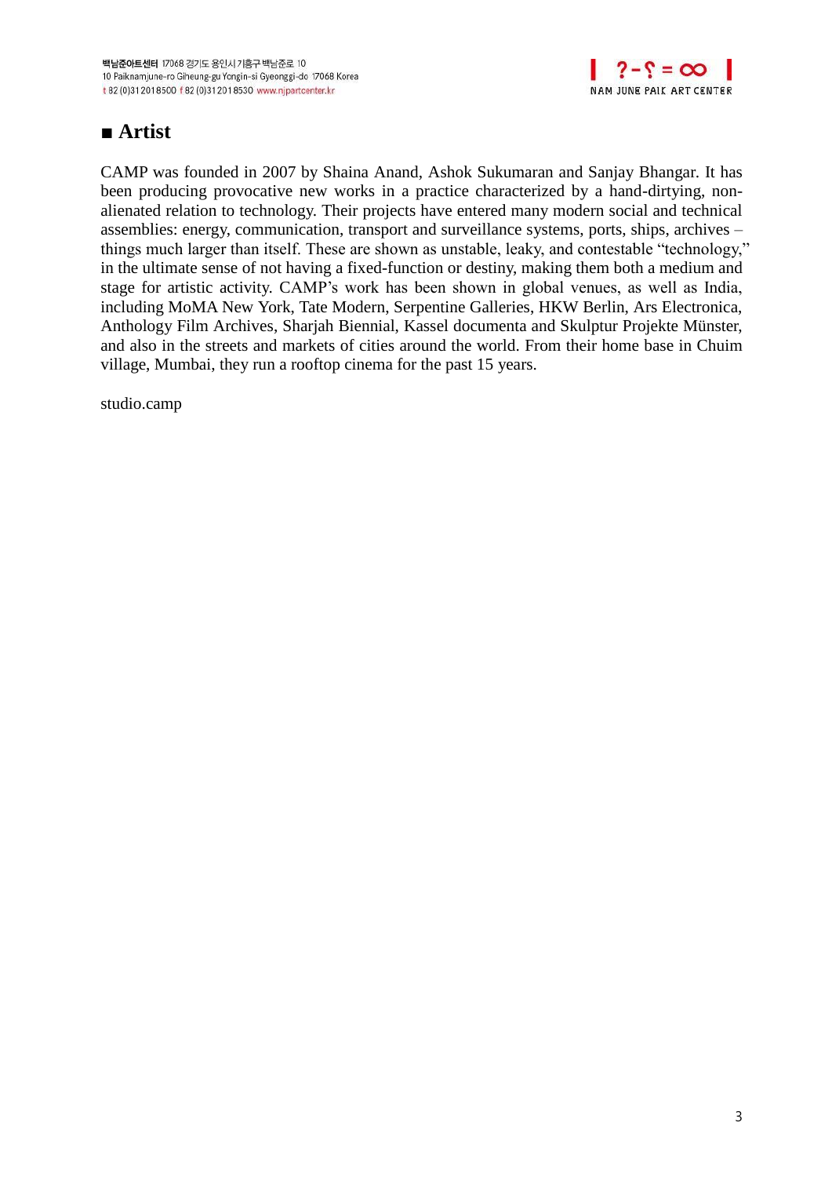## ■ Artist

CAMP was founded in 2007 by Shaina Anand, Ashok Sukumaran and Sanjay Bhangar. It has been producing provocative new works in a practice characterized by a hand-dirtying, non-alienated relation to technology. Their projects have entered many modern social and technical assemblies: energy, communication, transport and surveillance systems, ports, ships, archives – things much larger than itself. These are shown as unstable, leaky, and contestable “technology,” in the ultimate sense of not having a fixed-function or destiny, making them both a medium and stage for artistic activity. CAMP’s work has been shown in global venues, as well as India, including MoMA New York, Tate Modern, Serpentine Galleries, HKW Berlin, Ars Electronica, Anthology Film Archives, Sharjah Biennial, Kassel documenta and Skulptur Projekte Münster, and also in the streets and markets of cities around the world. From their home base in Chuim village, Mumbai, they run a rooftop cinema for the past 15 years.

studio.camp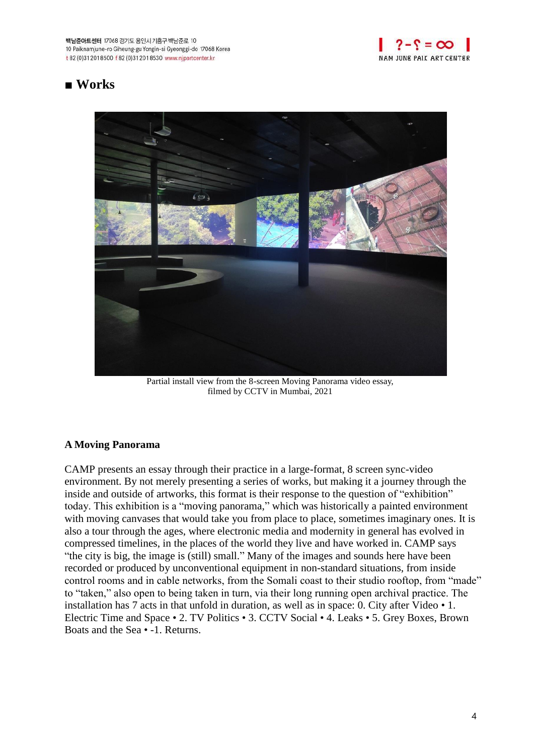## ■ Works

Partial install view from the 8-screen Moving Panorama video essay, filmed by CCTV in Mumbai, 2021

### A Moving Panorama

CAMP presents an essay through their practice in a large-format, 8 screen sync-video environment. By not merely presenting a series of works, but making it a journey through the inside and outside of artworks, this format is their response to the question of "exhibition" today. This exhibition is a "moving panorama," which was historically a painted environment with moving canvases that would take you from place to place, sometimes imaginary ones. It is also a tour through the ages, where electronic media and modernity in general has evolved in compressed timelines, in the places of the world they live and have worked in. CAMP says "the city is big, the image is (still) small." Many of the images and sounds here have been recorded or produced by unconventional equipment in non-standard situations, from inside control rooms and in cable networks, from the Somali coast to their studio rooftop, from "made" to "taken," also open to being taken in turn, via their long running open archival practice. The installation has 7 acts in that unfold in duration, as well as in space: 0. City after Video • 1. Electric Time and Space • 2. TV Politics • 3. CCTV Social • 4. Leaks • 5. Grey Boxes, Brown Boats and the Sea • -1. Returns.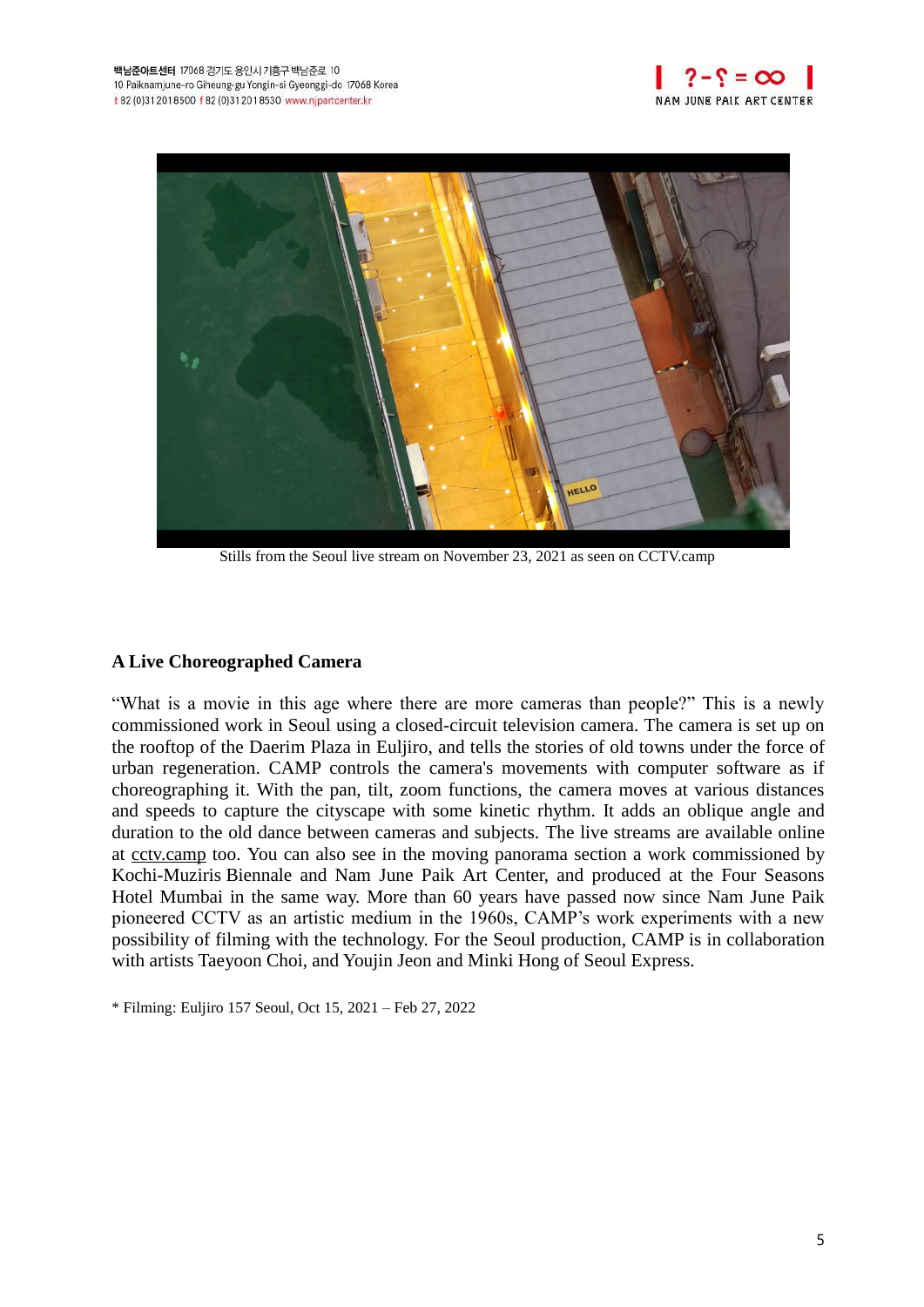Stills from the Seoul live stream on November 23, 2021 as seen on CCTV.camp

## A Live Choreographed Camera

"What is a movie in this age where there are more cameras than people?" This is a newly commissioned work in Seoul using a closed-circuit television camera. The camera is set up on the rooftop of the Daerim Plaza in Euljiro, and tells the stories of old towns under the force of urban regeneration. CAMP controls the camera's movements with computer software as if choreographing it. With the pan, tilt, zoom functions, the camera moves at various distances and speeds to capture the cityscape with some kinetic rhythm. It adds an oblique angle and duration to the old dance between cameras and subjects. The live streams are available online at cctv.camp too. You can also see in the moving panorama section a work commissioned by Kochi-Muziris Biennale and Nam June Paik Art Center, and produced at the Four Seasons Hotel Mumbai in the same way. More than 60 years have passed now since Nam June Paik pioneered CCTV as an artistic medium in the 1960s, CAMP's work experiments with a new possibility of filming with the technology. For the Seoul production, CAMP is in collaboration with artists Taeyoon Choi, and Youjin Jeon and Minki Hong of Seoul Express.

* Filming: Euljiro 157 Seoul, Oct 15, 2021 – Feb 27, 2022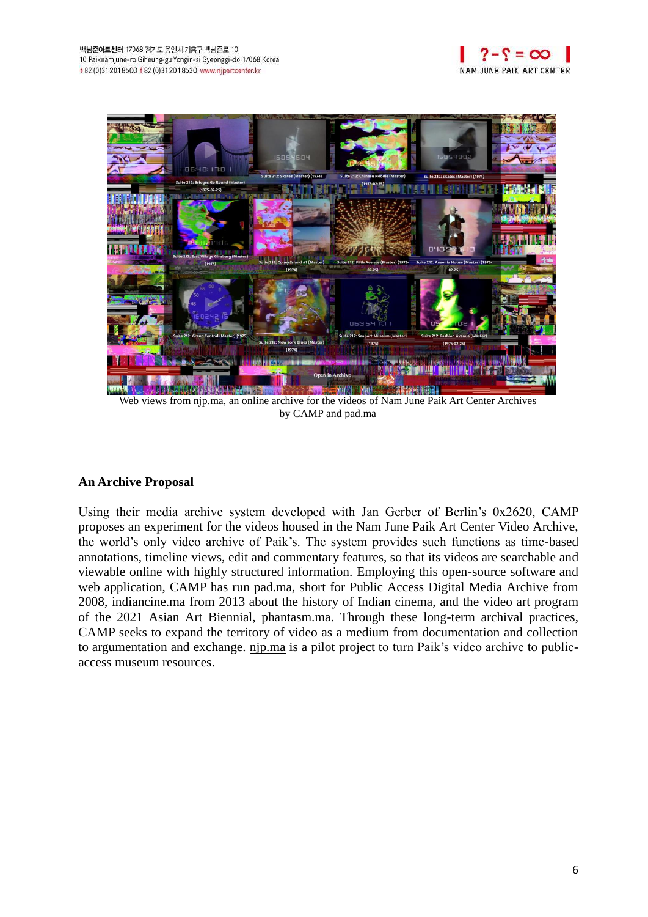Web views from njp.ma, an online archive for the videos of Nam June Paik Art Center Archives by CAMP and pad.ma

**An Archive Proposal**

Using their media archive system developed with Jan Gerber of Berlin's 0x2620, CAMP proposes an experiment for the videos housed in the Nam June Paik Art Center Video Archive, the world's only video archive of Paik's. The system provides such functions as time-based annotations, timeline views, edit and commentary features, so that its videos are searchable and viewable online with highly structured information. Employing this open-source software and web application, CAMP has run pad.ma, short for Public Access Digital Media Archive from 2008, indiancine.ma from 2013 about the history of Indian cinema, and the video art program of the 2021 Asian Art Biennial, phantasm.ma. Through these long-term archival practices, CAMP seeks to expand the territory of video as a medium from documentation and collection to argumentation and exchange. njp.ma is a pilot project to turn Paik's video archive to public-access museum resources.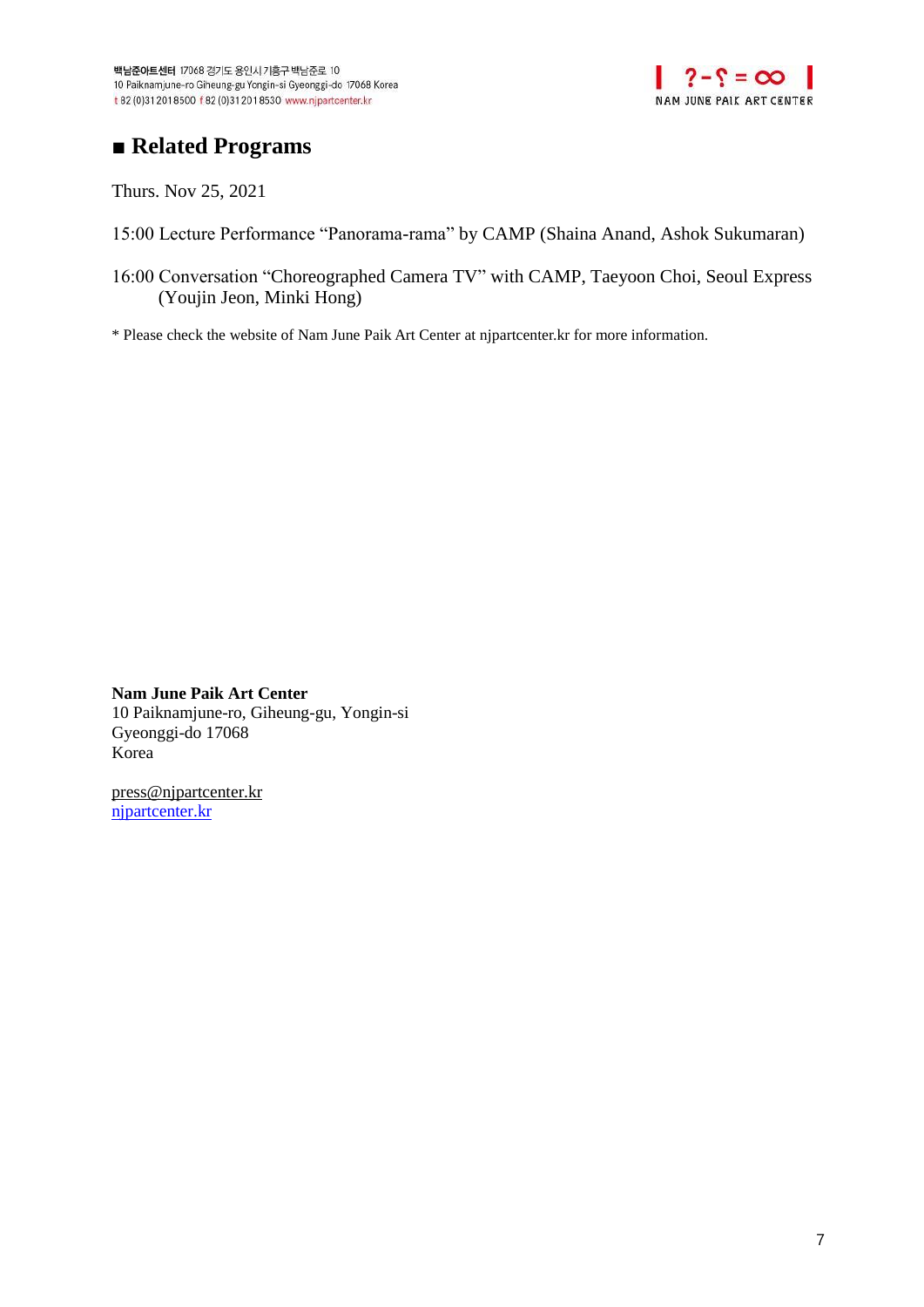## ■ Related Programs

Thurs. Nov 25, 2021

15:00 Lecture Performance “Panorama-rama” by CAMP (Shaina Anand, Ashok Sukumaran)

16:00 Conversation “Choreographed Camera TV” with CAMP, Taeyoon Choi, Seoul Express (Youjin Jeon, Minki Hong)

* Please check the website of Nam June Paik Art Center at njpartcenter.kr for more information.

**Nam June Paik Art Center**
10 Paiknamjune-ro, Giheung-gu, Yongin-si
Gyeonggi-do 17068
Korea

press@njpartcenter.kr
njpartcenter.kr